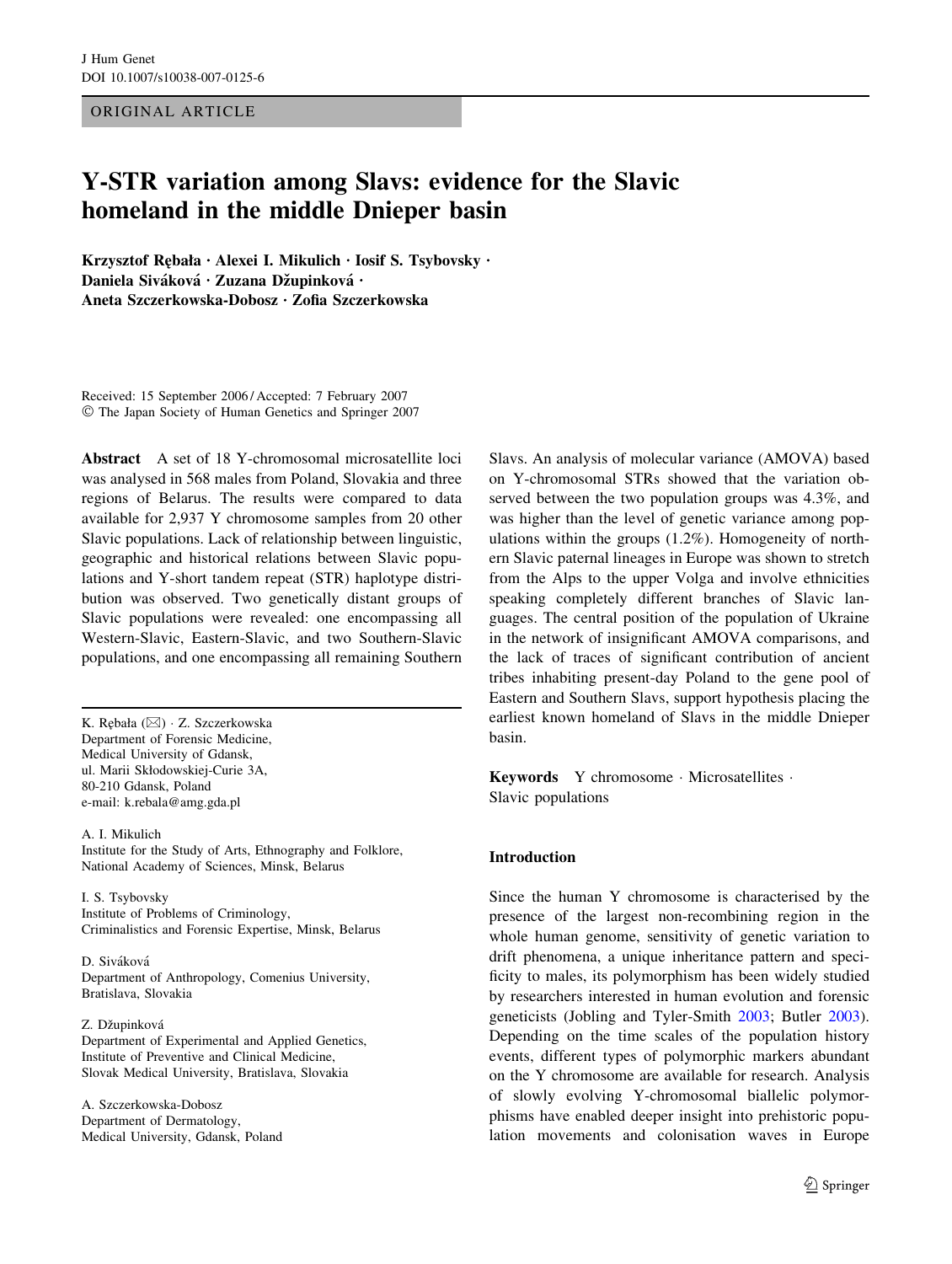ORIGINAL ARTICLE

# Y-STR variation among Slavs: evidence for the Slavic homeland in the middle Dnieper basin

**Krzysztof Rębała · Alexei I. Mikulich · Iosif S. Tsybovsky · Daniela Siváková · Zuzana Džupinková · Aneta Szczerkowska-Dobosz · Zofia Szczerkowska**

Received: 15 September 2006 / Accepted: 7 February 2007
© The Japan Society of Human Genetics and Springer 2007

**Abstract** A set of 18 Y-chromosomal microsatellite loci was analysed in 568 males from Poland, Slovakia and three regions of Belarus. The results were compared to data available for 2,937 Y chromosome samples from 20 other Slavic populations. Lack of relationship between linguistic, geographic and historical relations between Slavic populations and Y-short tandem repeat (STR) haplotype distribution was observed. Two genetically distant groups of Slavic populations were revealed: one encompassing all Western-Slavic, Eastern-Slavic, and two Southern-Slavic populations, and one encompassing all remaining Southern Slavs. An analysis of molecular variance (AMOVA) based on Y-chromosomal STRs showed that the variation observed between the two population groups was 4.3%, and was higher than the level of genetic variance among populations within the groups (1.2%). Homogeneity of northern Slavic paternal lineages in Europe was shown to stretch from the Alps to the upper Volga and involve ethnicities speaking completely different branches of Slavic languages. The central position of the population of Ukraine in the network of insignificant AMOVA comparisons, and the lack of traces of significant contribution of ancient tribes inhabiting present-day Poland to the gene pool of Eastern and Southern Slavs, support hypothesis placing the earliest known homeland of Slavs in the middle Dnieper basin.

**Keywords** Y chromosome · Microsatellites · Slavic populations

K. Rębała (✉) · Z. Szczerkowska
Department of Forensic Medicine,
Medical University of Gdansk,
ul. Marii Skłodowskiej-Curie 3A,
80-210 Gdansk, Poland
e-mail: k.rebala@amg.gda.pl

A. I. Mikulich
Institute for the Study of Arts, Ethnography and Folklore,
National Academy of Sciences, Minsk, Belarus

I. S. Tsybovsky
Institute of Problems of Criminology,
Criminalistics and Forensic Expertise, Minsk, Belarus

D. Siváková
Department of Anthropology, Comenius University,
Bratislava, Slovakia

Z. Džupinková
Department of Experimental and Applied Genetics,
Institute of Preventive and Clinical Medicine,
Slovak Medical University, Bratislava, Slovakia

A. Szczerkowska-Dobosz
Department of Dermatology,
Medical University, Gdansk, Poland

## Introduction

Since the human Y chromosome is characterised by the presence of the largest non-recombining region in the whole human genome, sensitivity of genetic variation to drift phenomena, a unique inheritance pattern and specificity to males, its polymorphism has been widely studied by researchers interested in human evolution and forensic geneticists (Jobling and Tyler-Smith 2003; Butler 2003). Depending on the time scales of the population history events, different types of polymorphic markers abundant on the Y chromosome are available for research. Analysis of slowly evolving Y-chromosomal biallelic polymorphisms have enabled deeper insight into prehistoric population movements and colonisation waves in Europe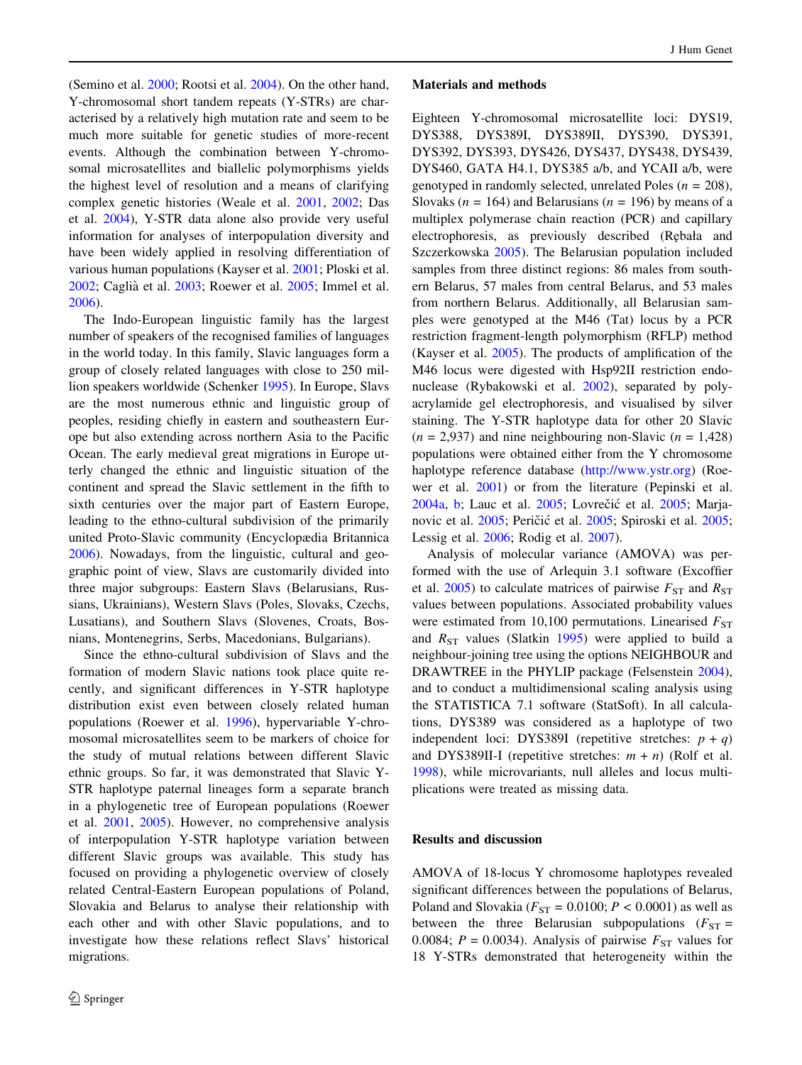(Semino et al. 2000; Rootsi et al. 2004). On the other hand, Y-chromosomal short tandem repeats (Y-STRs) are characterised by a relatively high mutation rate and seem to be much more suitable for genetic studies of more-recent events. Although the combination between Y-chromosomal microsatellites and biallelic polymorphisms yields the highest level of resolution and a means of clarifying complex genetic histories (Weale et al. 2001, 2002; Das et al. 2004), Y-STR data alone also provide very useful information for analyses of interpopulation diversity and have been widely applied in resolving differentiation of various human populations (Kayser et al. 2001; Ploski et al. 2002; Caglià et al. 2003; Roewer et al. 2005; Immel et al. 2006).

The Indo-European linguistic family has the largest number of speakers of the recognised families of languages in the world today. In this family, Slavic languages form a group of closely related languages with close to 250 million speakers worldwide (Schenker 1995). In Europe, Slavs are the most numerous ethnic and linguistic group of peoples, residing chiefly in eastern and southeastern Europe but also extending across northern Asia to the Pacific Ocean. The early medieval great migrations in Europe utterly changed the ethnic and linguistic situation of the continent and spread the Slavic settlement in the fifth to sixth centuries over the major part of Eastern Europe, leading to the ethno-cultural subdivision of the primarily united Proto-Slavic community (Encyclopædia Britannica 2006). Nowadays, from the linguistic, cultural and geographic point of view, Slavs are customarily divided into three major subgroups: Eastern Slavs (Belarusians, Russians, Ukrainians), Western Slavs (Poles, Slovaks, Czechs, Lusatians), and Southern Slavs (Slovenes, Croats, Bosnians, Montenegrins, Serbs, Macedonians, Bulgarians).

Since the ethno-cultural subdivision of Slavs and the formation of modern Slavic nations took place quite recently, and significant differences in Y-STR haplotype distribution exist even between closely related human populations (Roewer et al. 1996), hypervariable Y-chromosomal microsatellites seem to be markers of choice for the study of mutual relations between different Slavic ethnic groups. So far, it was demonstrated that Slavic Y-STR haplotype paternal lineages form a separate branch in a phylogenetic tree of European populations (Roewer et al. 2001, 2005). However, no comprehensive analysis of interpopulation Y-STR haplotype variation between different Slavic groups was available. This study has focused on providing a phylogenetic overview of closely related Central-Eastern European populations of Poland, Slovakia and Belarus to analyse their relationship with each other and with other Slavic populations, and to investigate how these relations reflect Slavs' historical migrations.

## Materials and methods

Eighteen Y-chromosomal microsatellite loci: DYS19, DYS388, DYS389I, DYS389II, DYS390, DYS391, DYS392, DYS393, DYS426, DYS437, DYS438, DYS439, DYS460, GATA H4.1, DYS385 a/b, and YCAII a/b, were genotyped in randomly selected, unrelated Poles ($n$ = 208), Slovaks ($n$ = 164) and Belarusians ($n$ = 196) by means of a multiplex polymerase chain reaction (PCR) and capillary electrophoresis, as previously described (Rębała and Szczerkowska 2005). The Belarusian population included samples from three distinct regions: 86 males from southern Belarus, 57 males from central Belarus, and 53 males from northern Belarus. Additionally, all Belarusian samples were genotyped at the M46 (Tat) locus by a PCR restriction fragment-length polymorphism (RFLP) method (Kayser et al. 2005). The products of amplification of the M46 locus were digested with Hsp92II restriction endonuclease (Rybakowski et al. 2002), separated by polyacrylamide gel electrophoresis, and visualised by silver staining. The Y-STR haplotype data for other 20 Slavic ($n$ = 2,937) and nine neighbouring non-Slavic ($n$ = 1,428) populations were obtained either from the Y chromosome haplotype reference database (http://www.ystr.org) (Roewer et al. 2001) or from the literature (Pepinski et al. 2004a, b; Lauc et al. 2005; Lovrečić et al. 2005; Marjanovic et al. 2005; Peričić et al. 2005; Spiroski et al. 2005; Lessig et al. 2006; Rodig et al. 2007).

Analysis of molecular variance (AMOVA) was performed with the use of Arlequin 3.1 software (Excoffier et al. 2005) to calculate matrices of pairwise $F_{ST}$ and $R_{ST}$ values between populations. Associated probability values were estimated from 10,100 permutations. Linearised $F_{ST}$ and $R_{ST}$ values (Slatkin 1995) were applied to build a neighbour-joining tree using the options NEIGHBOUR and DRAWTREE in the PHYLIP package (Felsenstein 2004), and to conduct a multidimensional scaling analysis using the STATISTICA 7.1 software (StatSoft). In all calculations, DYS389 was considered as a haplotype of two independent loci: DYS389I (repetitive stretches: $p + q$) and DYS389II-I (repetitive stretches: $m + n$) (Rolf et al. 1998), while microvariants, null alleles and locus multiplications were treated as missing data.

## Results and discussion

AMOVA of 18-locus Y chromosome haplotypes revealed significant differences between the populations of Belarus, Poland and Slovakia ($F_{ST}$ = 0.0100; $P < 0.0001$) as well as between the three Belarusian subpopulations ($F_{ST}$ = 0.0084; $P$ = 0.0034). Analysis of pairwise $F_{ST}$ values for 18 Y-STRs demonstrated that heterogeneity within the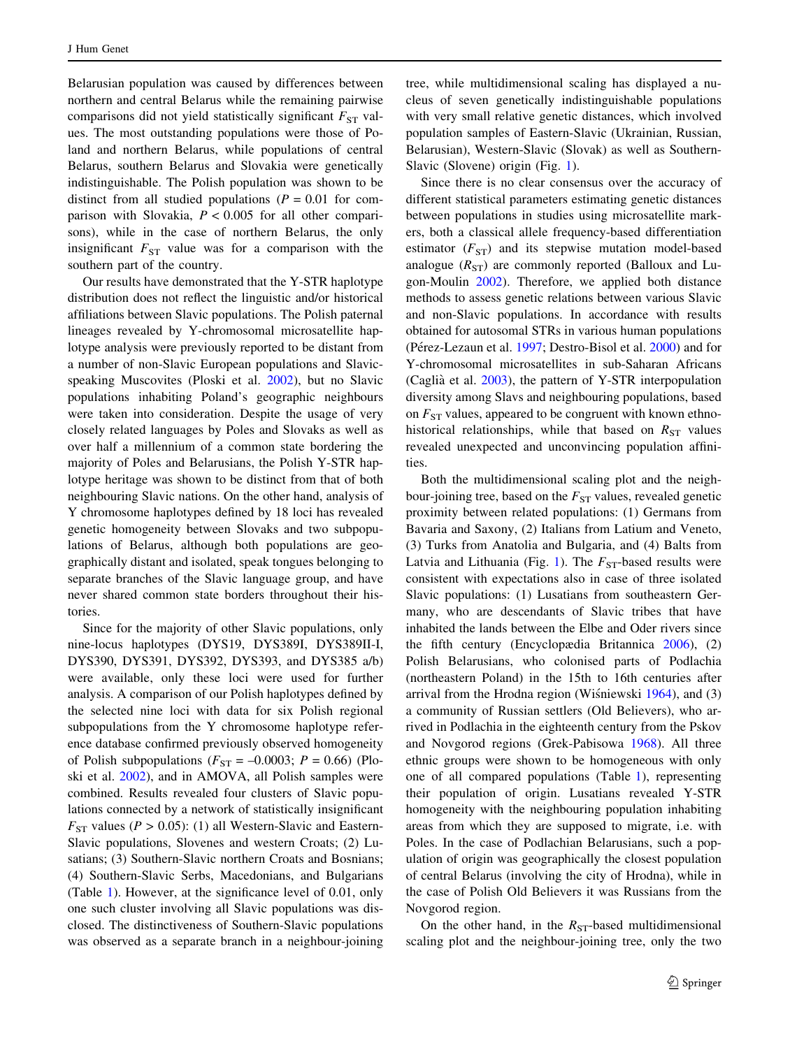Belarusian population was caused by differences between northern and central Belarus while the remaining pairwise comparisons did not yield statistically significant $F_{ST}$ values. The most outstanding populations were those of Poland and northern Belarus, while populations of central Belarus, southern Belarus and Slovakia were genetically indistinguishable. The Polish population was shown to be distinct from all studied populations ($P = 0.01$ for comparison with Slovakia, $P < 0.005$ for all other comparisons), while in the case of northern Belarus, the only insignificant $F_{ST}$ value was for a comparison with the southern part of the country.

Our results have demonstrated that the Y-STR haplotype distribution does not reflect the linguistic and/or historical affiliations between Slavic populations. The Polish paternal lineages revealed by Y-chromosomal microsatellite haplotype analysis were previously reported to be distant from a number of non-Slavic European populations and Slavic-speaking Muscovites (Ploski et al. 2002), but no Slavic populations inhabiting Poland's geographic neighbours were taken into consideration. Despite the usage of very closely related languages by Poles and Slovaks as well as over half a millennium of a common state bordering the majority of Poles and Belarusians, the Polish Y-STR haplotype heritage was shown to be distinct from that of both neighbouring Slavic nations. On the other hand, analysis of Y chromosome haplotypes defined by 18 loci has revealed genetic homogeneity between Slovaks and two subpopulations of Belarus, although both populations are geographically distant and isolated, speak tongues belonging to separate branches of the Slavic language group, and have never shared common state borders throughout their histories.

Since for the majority of other Slavic populations, only nine-locus haplotypes (DYS19, DYS389I, DYS389II-I, DYS390, DYS391, DYS392, DYS393, and DYS385 a/b) were available, only these loci were used for further analysis. A comparison of our Polish haplotypes defined by the selected nine loci with data for six Polish regional subpopulations from the Y chromosome haplotype reference database confirmed previously observed homogeneity of Polish subpopulations ($F_{ST} = -0.0003$; $P = 0.66$) (Ploski et al. 2002), and in AMOVA, all Polish samples were combined. Results revealed four clusters of Slavic populations connected by a network of statistically insignificant $F_{ST}$ values ($P > 0.05$): (1) all Western-Slavic and Eastern-Slavic populations, Slovenes and western Croats; (2) Lusatians; (3) Southern-Slavic northern Croats and Bosnians; (4) Southern-Slavic Serbs, Macedonians, and Bulgarians (Table 1). However, at the significance level of 0.01, only one such cluster involving all Slavic populations was disclosed. The distinctiveness of Southern-Slavic populations was observed as a separate branch in a neighbour-joining tree, while multidimensional scaling has displayed a nucleus of seven genetically indistinguishable populations with very small relative genetic distances, which involved population samples of Eastern-Slavic (Ukrainian, Russian, Belarusian), Western-Slavic (Slovak) as well as Southern-Slavic (Slovene) origin (Fig. 1).

Since there is no clear consensus over the accuracy of different statistical parameters estimating genetic distances between populations in studies using microsatellite markers, both a classical allele frequency-based differentiation estimator ($F_{ST}$) and its stepwise mutation model-based analogue ($R_{ST}$) are commonly reported (Balloux and Lugon-Moulin 2002). Therefore, we applied both distance methods to assess genetic relations between various Slavic and non-Slavic populations. In accordance with results obtained for autosomal STRs in various human populations (Pérez-Lezaun et al. 1997; Destro-Bisol et al. 2000) and for Y-chromosomal microsatellites in sub-Saharan Africans (Caglià et al. 2003), the pattern of Y-STR interpopulation diversity among Slavs and neighbouring populations, based on $F_{ST}$ values, appeared to be congruent with known ethnohistorical relationships, while that based on $R_{ST}$ values revealed unexpected and unconvincing population affinities.

Both the multidimensional scaling plot and the neighbour-joining tree, based on the $F_{ST}$ values, revealed genetic proximity between related populations: (1) Germans from Bavaria and Saxony, (2) Italians from Latium and Veneto, (3) Turks from Anatolia and Bulgaria, and (4) Balts from Latvia and Lithuania (Fig. 1). The $F_{ST}$-based results were consistent with expectations also in case of three isolated Slavic populations: (1) Lusatians from southeastern Germany, who are descendants of Slavic tribes that have inhabited the lands between the Elbe and Oder rivers since the fifth century (Encyclopædia Britannica 2006), (2) Polish Belarusians, who colonised parts of Podlachia (northeastern Poland) in the 15th to 16th centuries after arrival from the Hrodna region (Wiśniewski 1964), and (3) a community of Russian settlers (Old Believers), who arrived in Podlachia in the eighteenth century from the Pskov and Novgorod regions (Grek-Pabisowa 1968). All three ethnic groups were shown to be homogeneous with only one of all compared populations (Table 1), representing their population of origin. Lusatians revealed Y-STR homogeneity with the neighbouring population inhabiting areas from which they are supposed to migrate, i.e. with Poles. In the case of Podlachian Belarusians, such a population of origin was geographically the closest population of central Belarus (involving the city of Hrodna), while in the case of Polish Old Believers it was Russians from the Novgorod region.

On the other hand, in the $R_{ST}$-based multidimensional scaling plot and the neighbour-joining tree, only the two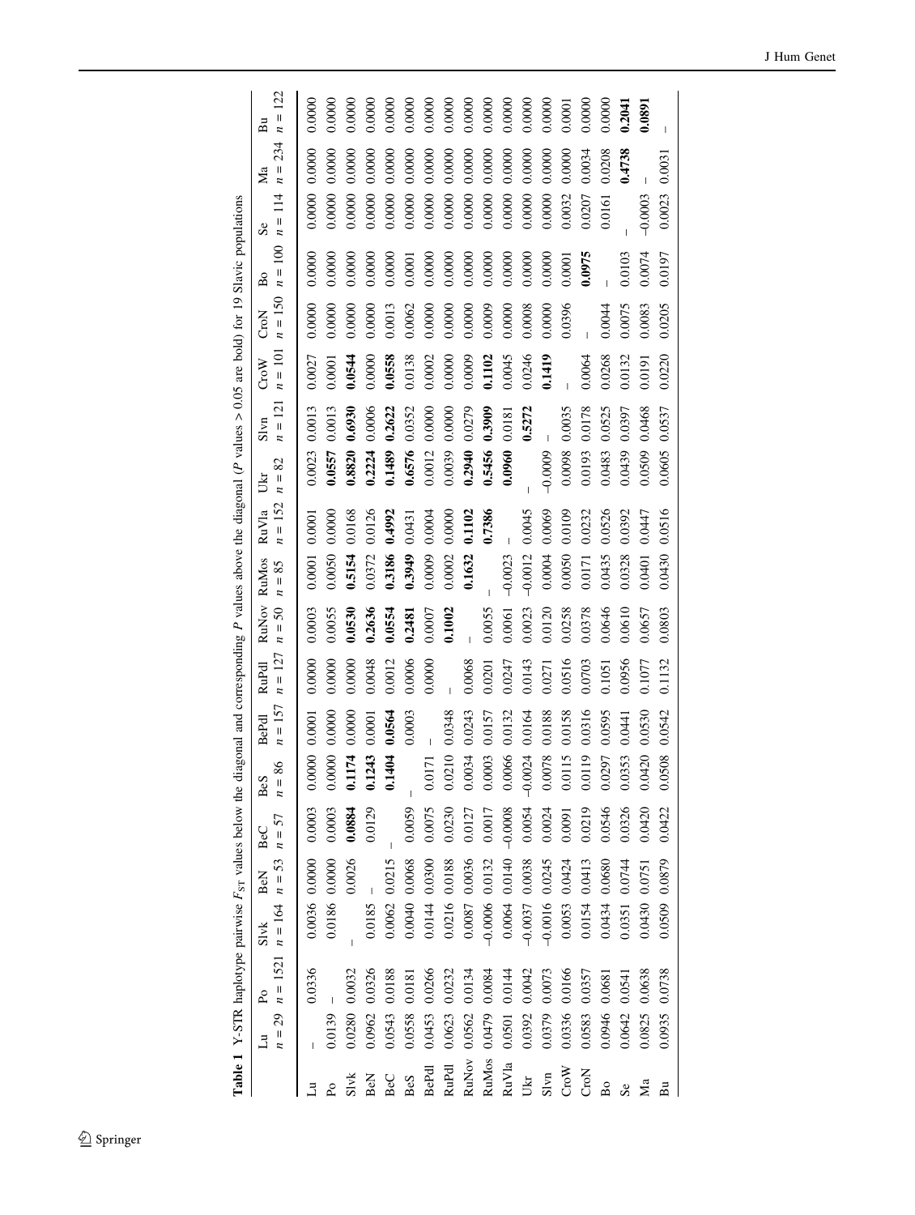**Table 1** Y-STR haplotype pairwise $F_{ST}$ values below the diagonal and corresponding *P* values above the diagonal (*P* values > 0.05 are bold) for 19 Slavic populations

| | Lu $n = 29$ | Po $n = 1521$ | Slvk $n = 164$ | BeN $n = 53$ | BeC $n = 57$ | BeS $n = 86$ | BePdl $n = 157$ | RuPdl $n = 127$ | RuNov $n = 50$ | RuMos $n = 85$ | RuVla $n = 152$ | Ukr $n = 82$ | Slvn $n = 121$ | CroW $n = 101$ | CroN $n = 150$ | Bo $n = 100$ | Se $n = 114$ | Ma $n = 234$ | Bu $n = 122$ |
|---|---|---|---|---|---|---|---|---|---|---|---|---|---|---|---|---|---|---|---|
| Lu | – | 0.0336 | 0.0036 | 0.0000 | 0.0003 | 0.0000 | 0.0001 | 0.0000 | 0.0003 | 0.0001 | 0.0001 | 0.0023 | 0.0013 | 0.0027 | 0.0000 | 0.0000 | 0.0000 | 0.0000 | 0.0000 |
| Po | 0.0139 | – | 0.0186 | 0.0000 | 0.0003 | 0.0000 | 0.0000 | 0.0000 | 0.0055 | 0.0050 | 0.0000 | **0.0557** | 0.0013 | 0.0001 | 0.0000 | 0.0000 | 0.0000 | 0.0000 | 0.0000 |
| Slvk | 0.0280 | 0.0032 | – | 0.0026 | **0.0884** | **0.1174** | 0.0000 | 0.0000 | **0.0530** | **0.5154** | 0.0168 | **0.8820** | **0.6930** | **0.0544** | 0.0000 | 0.0000 | 0.0000 | 0.0000 | 0.0000 |
| BeN | 0.0962 | 0.0326 | 0.0185 | – | 0.0129 | **0.1243** | 0.0001 | 0.0048 | **0.2636** | 0.0372 | 0.0126 | **0.2224** | 0.0006 | 0.0000 | 0.0000 | 0.0000 | 0.0000 | 0.0000 | 0.0000 |
| BeC | 0.0543 | 0.0188 | 0.0062 | 0.0215 | – | **0.1404** | **0.0564** | 0.0012 | **0.0554** | **0.3186** | **0.4992** | **0.1489** | **0.2622** | **0.0558** | 0.0013 | 0.0000 | 0.0000 | 0.0000 | 0.0000 |
| BeS | 0.0558 | 0.0181 | 0.0040 | 0.0068 | 0.0059 | – | 0.0003 | 0.0006 | **0.2481** | **0.3949** | 0.0431 | **0.6576** | 0.0352 | 0.0138 | 0.0062 | 0.0001 | 0.0000 | 0.0000 | 0.0000 |
| BePdl | 0.0453 | 0.0266 | 0.0144 | 0.0300 | 0.0075 | 0.0171 | – | 0.0000 | 0.0007 | 0.0009 | 0.0004 | 0.0012 | 0.0000 | 0.0002 | 0.0000 | 0.0000 | 0.0000 | 0.0000 | 0.0000 |
| RuPdl | 0.0623 | 0.0232 | 0.0216 | 0.0188 | 0.0230 | 0.0210 | 0.0348 | – | **0.1002** | 0.0002 | 0.0000 | 0.0039 | 0.0000 | 0.0000 | 0.0000 | 0.0000 | 0.0000 | 0.0000 | 0.0000 |
| RuNov | 0.0562 | 0.0134 | 0.0087 | 0.0036 | 0.0127 | 0.0034 | 0.0243 | 0.0068 | – | **0.1632** | **0.1102** | **0.2940** | 0.0279 | 0.0009 | 0.0000 | 0.0000 | 0.0000 | 0.0000 | 0.0000 |
| RuMos | 0.0479 | 0.0084 | −0.0006 | 0.0132 | 0.0017 | 0.0003 | 0.0157 | 0.0201 | 0.0055 | – | **0.7386** | **0.5456** | **0.3909** | **0.1102** | 0.0009 | 0.0000 | 0.0000 | 0.0000 | 0.0000 |
| RuVla | 0.0501 | 0.0144 | 0.0064 | 0.0140 | −0.0008 | 0.0066 | 0.0132 | 0.0247 | 0.0061 | −0.0023 | – | **0.0960** | 0.0181 | 0.0045 | 0.0000 | 0.0000 | 0.0000 | 0.0000 | 0.0000 |
| Ukr | 0.0392 | 0.0042 | −0.0037 | 0.0038 | 0.0054 | −0.0024 | 0.0164 | 0.0143 | 0.0023 | −0.0012 | 0.0045 | – | **0.5272** | 0.0246 | 0.0008 | 0.0000 | 0.0000 | 0.0000 | 0.0000 |
| Slvn | 0.0379 | 0.0073 | −0.0016 | 0.0245 | 0.0024 | 0.0078 | 0.0188 | 0.0271 | 0.0120 | 0.0004 | 0.0069 | −0.0009 | – | **0.1419** | 0.0000 | 0.0000 | 0.0000 | 0.0000 | 0.0000 |
| CroW | 0.0336 | 0.0166 | 0.0053 | 0.0424 | 0.0091 | 0.0115 | 0.0158 | 0.0516 | 0.0258 | 0.0050 | 0.0109 | 0.0098 | 0.0035 | – | 0.0396 | 0.0001 | 0.0032 | 0.0000 | 0.0001 |
| CroN | 0.0583 | 0.0357 | 0.0154 | 0.0413 | 0.0219 | 0.0119 | 0.0316 | 0.0703 | 0.0378 | 0.0171 | 0.0232 | 0.0193 | 0.0178 | 0.0064 | – | **0.0975** | 0.0207 | 0.0034 | 0.0000 |
| Bo | 0.0946 | 0.0681 | 0.0434 | 0.0680 | 0.0546 | 0.0297 | 0.0595 | 0.1051 | 0.0646 | 0.0435 | 0.0526 | 0.0483 | 0.0525 | 0.0268 | 0.0044 | – | 0.0161 | 0.0208 | 0.0000 |
| Se | 0.0642 | 0.0541 | 0.0351 | 0.0744 | 0.0326 | 0.0353 | 0.0441 | 0.0956 | 0.0610 | 0.0328 | 0.0392 | 0.0439 | 0.0397 | 0.0132 | 0.0075 | 0.0103 | – | **0.4738** | **0.2041** |
| Ma | 0.0825 | 0.0638 | 0.0430 | 0.0751 | 0.0420 | 0.0420 | 0.0530 | 0.1077 | 0.0657 | 0.0401 | 0.0447 | 0.0509 | 0.0468 | 0.0191 | 0.0083 | 0.0074 | −0.0003 | – | **0.0891** |
| Bu | 0.0935 | 0.0738 | 0.0509 | 0.0879 | 0.0422 | 0.0508 | 0.0542 | 0.1132 | 0.0803 | 0.0430 | 0.0516 | 0.0605 | 0.0537 | 0.0220 | 0.0205 | 0.0197 | 0.0023 | 0.0031 | – |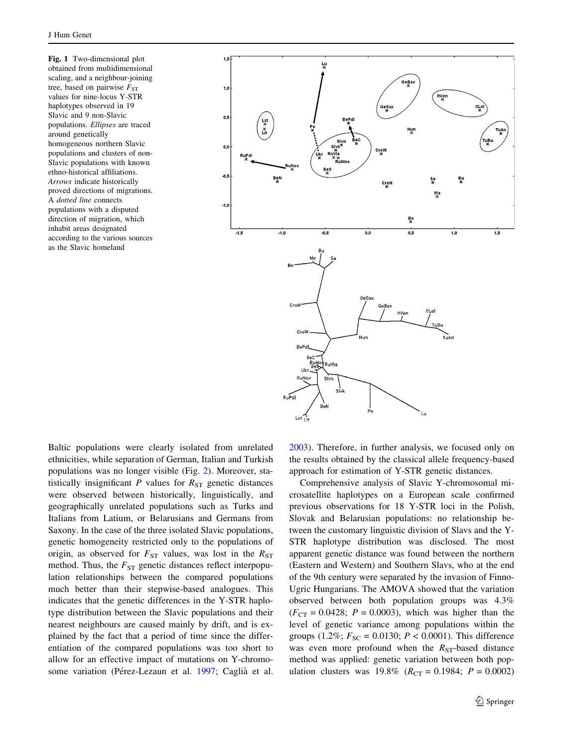**Fig. 1** Two-dimensional plot obtained from multidimensional scaling, and a neighbour-joining tree, based on pairwise $F_{ST}$ values for nine-locus Y-STR haplotypes observed in 19 Slavic and 9 non-Slavic populations. *Ellipses* are traced around genetically homogeneous northern Slavic populations and clusters of non-Slavic populations with known ethno-historical affiliations. *Arrows* indicate historically proved directions of migrations. A *dotted line* connects populations with a disputed direction of migration, which inhabit areas designated according to the various sources as the Slavic homeland

Baltic populations were clearly isolated from unrelated ethnicities, while separation of German, Italian and Turkish populations was no longer visible (Fig. 2). Moreover, statistically insignificant $P$ values for $R_{ST}$ genetic distances were observed between historically, linguistically, and geographically unrelated populations such as Turks and Italians from Latium, or Belarusians and Germans from Saxony. In the case of the three isolated Slavic populations, genetic homogeneity restricted only to the populations of origin, as observed for $F_{ST}$ values, was lost in the $R_{ST}$ method. Thus, the $F_{ST}$ genetic distances reflect interpopulation relationships between the compared populations much better than their stepwise-based analogues. This indicates that the genetic differences in the Y-STR haplotype distribution between the Slavic populations and their nearest neighbours are caused mainly by drift, and is explained by the fact that a period of time since the differentiation of the compared populations was too short to allow for an effective impact of mutations on Y-chromosome variation (Pérez-Lezaun et al. 1997; Caglià et al. 2003). Therefore, in further analysis, we focused only on the results obtained by the classical allele frequency-based approach for estimation of Y-STR genetic distances.

Comprehensive analysis of Slavic Y-chromosomal microsatellite haplotypes on a European scale confirmed previous observations for 18 Y-STR loci in the Polish, Slovak and Belarusian populations: no relationship between the customary linguistic division of Slavs and the Y-STR haplotype distribution was disclosed. The most apparent genetic distance was found between the northern (Eastern and Western) and Southern Slavs, who at the end of the 9th century were separated by the invasion of Finno-Ugric Hungarians. The AMOVA showed that the variation observed between both population groups was 4.3% ($F_{CT} = 0.0428$; $P = 0.0003$), which was higher than the level of genetic variance among populations within the groups (1.2%; $F_{SC} = 0.0130$; $P < 0.0001$). This difference was even more profound when the $R_{ST}$-based distance method was applied: genetic variation between both population clusters was 19.8% ($R_{CT} = 0.1984$; $P = 0.0002$)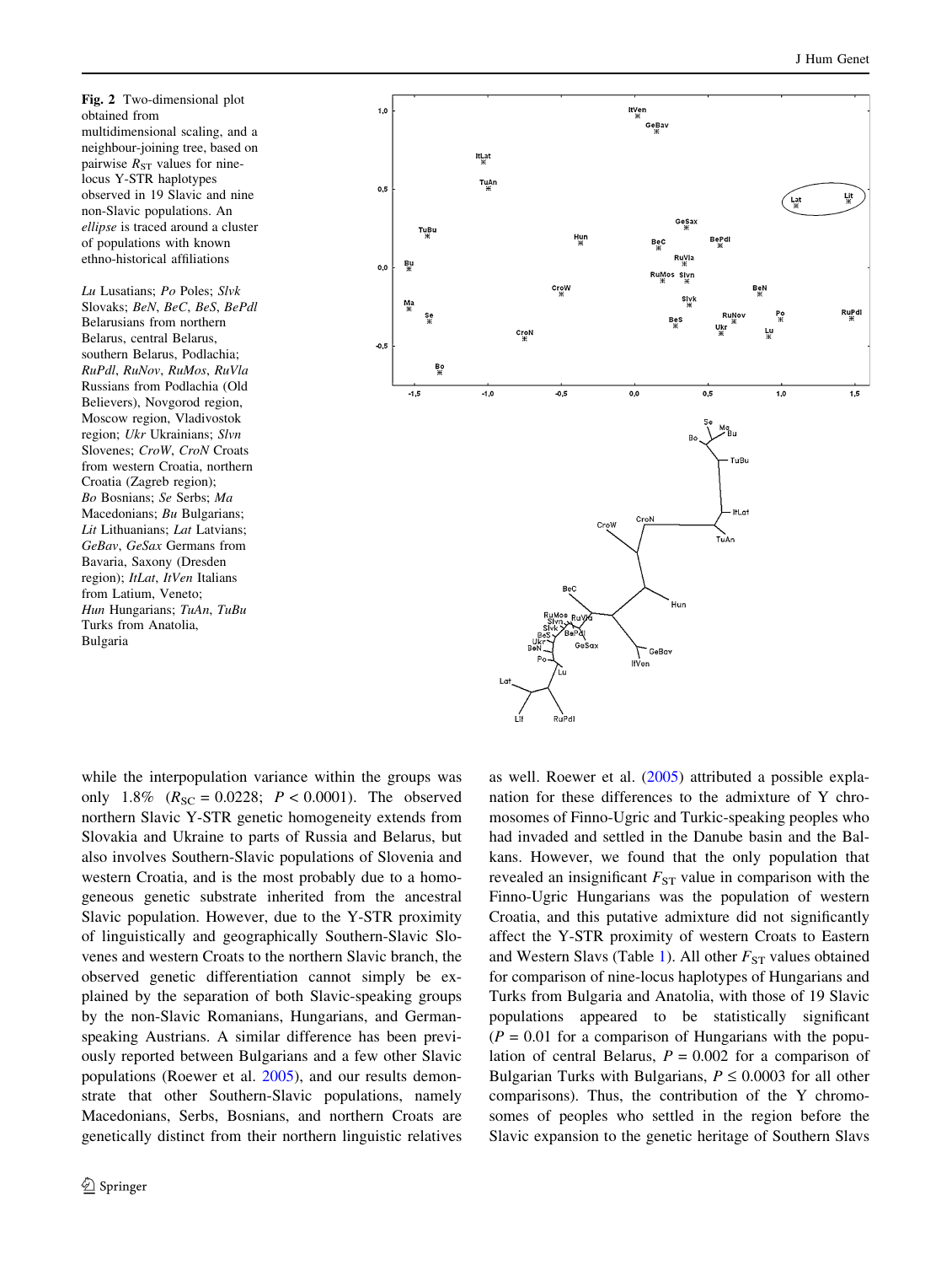**Fig. 2** Two-dimensional plot obtained from multidimensional scaling, and a neighbour-joining tree, based on pairwise $R_{ST}$ values for nine-locus Y-STR haplotypes observed in 19 Slavic and nine non-Slavic populations. An *ellipse* is traced around a cluster of populations with known ethno-historical affiliations

*Lu* Lusatians; *Po* Poles; *Slvk* Slovaks; *BeN*, *BeC*, *BeS*, *BePdl* Belarusians from northern Belarus, central Belarus, southern Belarus, Podlachia; *RuPdl*, *RuNov*, *RuMos*, *RuVla* Russians from Podlachia (Old Believers), Novgorod region, Moscow region, Vladivostok region; *Ukr* Ukrainians; *Slvn* Slovenes; *CroW*, *CroN* Croats from western Croatia, northern Croatia (Zagreb region); *Bo* Bosnians; *Se* Serbs; *Ma* Macedonians; *Bu* Bulgarians; *Lit* Lithuanians; *Lat* Latvians; *GeBav*, *GeSax* Germans from Bavaria, Saxony (Dresden region); *ItLat*, *ItVen* Italians from Latium, Veneto; *Hun* Hungarians; *TuAn*, *TuBu* Turks from Anatolia, Bulgaria

while the interpopulation variance within the groups was only 1.8% ($R_{SC} = 0.0228$; $P < 0.0001$). The observed northern Slavic Y-STR genetic homogeneity extends from Slovakia and Ukraine to parts of Russia and Belarus, but also involves Southern-Slavic populations of Slovenia and western Croatia, and is the most probably due to a homogeneous genetic substrate inherited from the ancestral Slavic population. However, due to the Y-STR proximity of linguistically and geographically Southern-Slavic Slovenes and western Croats to the northern Slavic branch, the observed genetic differentiation cannot simply be explained by the separation of both Slavic-speaking groups by the non-Slavic Romanians, Hungarians, and German-speaking Austrians. A similar difference has been previously reported between Bulgarians and a few other Slavic populations (Roewer et al. 2005), and our results demonstrate that other Southern-Slavic populations, namely Macedonians, Serbs, Bosnians, and northern Croats are genetically distinct from their northern linguistic relatives as well. Roewer et al. (2005) attributed a possible explanation for these differences to the admixture of Y chromosomes of Finno-Ugric and Turkic-speaking peoples who had invaded and settled in the Danube basin and the Balkans. However, we found that the only population that revealed an insignificant $F_{ST}$ value in comparison with the Finno-Ugric Hungarians was the population of western Croatia, and this putative admixture did not significantly affect the Y-STR proximity of western Croats to Eastern and Western Slavs (Table 1). All other $F_{ST}$ values obtained for comparison of nine-locus haplotypes of Hungarians and Turks from Bulgaria and Anatolia, with those of 19 Slavic populations appeared to be statistically significant ($P = 0.01$ for a comparison of Hungarians with the population of central Belarus, $P = 0.002$ for a comparison of Bulgarian Turks with Bulgarians, $P \leq 0.0003$ for all other comparisons). Thus, the contribution of the Y chromosomes of peoples who settled in the region before the Slavic expansion to the genetic heritage of Southern Slavs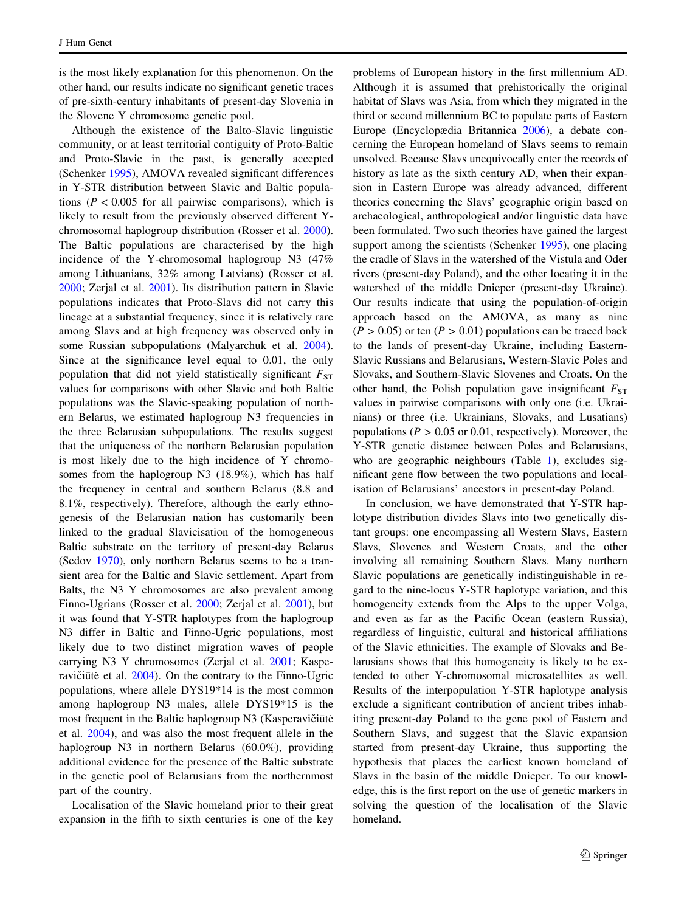is the most likely explanation for this phenomenon. On the other hand, our results indicate no significant genetic traces of pre-sixth-century inhabitants of present-day Slovenia in the Slovene Y chromosome genetic pool.

Although the existence of the Balto-Slavic linguistic community, or at least territorial contiguity of Proto-Baltic and Proto-Slavic in the past, is generally accepted (Schenker 1995), AMOVA revealed significant differences in Y-STR distribution between Slavic and Baltic populations ($P < 0.005$ for all pairwise comparisons), which is likely to result from the previously observed different Y-chromosomal haplogroup distribution (Rosser et al. 2000). The Baltic populations are characterised by the high incidence of the Y-chromosomal haplogroup N3 (47% among Lithuanians, 32% among Latvians) (Rosser et al. 2000; Zerjal et al. 2001). Its distribution pattern in Slavic populations indicates that Proto-Slavs did not carry this lineage at a substantial frequency, since it is relatively rare among Slavs and at high frequency was observed only in some Russian subpopulations (Malyarchuk et al. 2004). Since at the significance level equal to 0.01, the only population that did not yield statistically significant $F_{ST}$ values for comparisons with other Slavic and both Baltic populations was the Slavic-speaking population of northern Belarus, we estimated haplogroup N3 frequencies in the three Belarusian subpopulations. The results suggest that the uniqueness of the northern Belarusian population is most likely due to the high incidence of Y chromosomes from the haplogroup N3 (18.9%), which has half the frequency in central and southern Belarus (8.8 and 8.1%, respectively). Therefore, although the early ethnogenesis of the Belarusian nation has customarily been linked to the gradual Slavicisation of the homogeneous Baltic substrate on the territory of present-day Belarus (Sedov 1970), only northern Belarus seems to be a transient area for the Baltic and Slavic settlement. Apart from Balts, the N3 Y chromosomes are also prevalent among Finno-Ugrians (Rosser et al. 2000; Zerjal et al. 2001), but it was found that Y-STR haplotypes from the haplogroup N3 differ in Baltic and Finno-Ugric populations, most likely due to two distinct migration waves of people carrying N3 Y chromosomes (Zerjal et al. 2001; Kasperavičiūtė et al. 2004). On the contrary to the Finno-Ugric populations, where allele DYS19*14 is the most common among haplogroup N3 males, allele DYS19*15 is the most frequent in the Baltic haplogroup N3 (Kasperavičiūtė et al. 2004), and was also the most frequent allele in the haplogroup N3 in northern Belarus (60.0%), providing additional evidence for the presence of the Baltic substrate in the genetic pool of Belarusians from the northernmost part of the country.

Localisation of the Slavic homeland prior to their great expansion in the fifth to sixth centuries is one of the key problems of European history in the first millennium AD. Although it is assumed that prehistorically the original habitat of Slavs was Asia, from which they migrated in the third or second millennium BC to populate parts of Eastern Europe (Encyclopædia Britannica 2006), a debate concerning the European homeland of Slavs seems to remain unsolved. Because Slavs unequivocally enter the records of history as late as the sixth century AD, when their expansion in Eastern Europe was already advanced, different theories concerning the Slavs' geographic origin based on archaeological, anthropological and/or linguistic data have been formulated. Two such theories have gained the largest support among the scientists (Schenker 1995), one placing the cradle of Slavs in the watershed of the Vistula and Oder rivers (present-day Poland), and the other locating it in the watershed of the middle Dnieper (present-day Ukraine). Our results indicate that using the population-of-origin approach based on the AMOVA, as many as nine ($P > 0.05$) or ten ($P > 0.01$) populations can be traced back to the lands of present-day Ukraine, including Eastern-Slavic Russians and Belarusians, Western-Slavic Poles and Slovaks, and Southern-Slavic Slovenes and Croats. On the other hand, the Polish population gave insignificant $F_{ST}$ values in pairwise comparisons with only one (i.e. Ukrainians) or three (i.e. Ukrainians, Slovaks, and Lusatians) populations ($P > 0.05$ or 0.01, respectively). Moreover, the Y-STR genetic distance between Poles and Belarusians, who are geographic neighbours (Table 1), excludes significant gene flow between the two populations and localisation of Belarusians' ancestors in present-day Poland.

In conclusion, we have demonstrated that Y-STR haplotype distribution divides Slavs into two genetically distant groups: one encompassing all Western Slavs, Eastern Slavs, Slovenes and Western Croats, and the other involving all remaining Southern Slavs. Many northern Slavic populations are genetically indistinguishable in regard to the nine-locus Y-STR haplotype variation, and this homogeneity extends from the Alps to the upper Volga, and even as far as the Pacific Ocean (eastern Russia), regardless of linguistic, cultural and historical affiliations of the Slavic ethnicities. The example of Slovaks and Belarusians shows that this homogeneity is likely to be extended to other Y-chromosomal microsatellites as well. Results of the interpopulation Y-STR haplotype analysis exclude a significant contribution of ancient tribes inhabiting present-day Poland to the gene pool of Eastern and Southern Slavs, and suggest that the Slavic expansion started from present-day Ukraine, thus supporting the hypothesis that places the earliest known homeland of Slavs in the basin of the middle Dnieper. To our knowledge, this is the first report on the use of genetic markers in solving the question of the localisation of the Slavic homeland.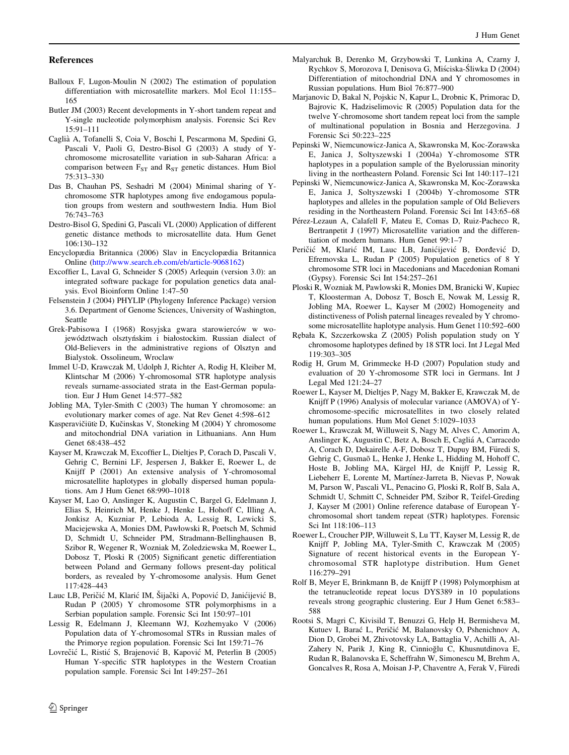## References

Balloux F, Lugon-Moulin N (2002) The estimation of population differentiation with microsatellite markers. Mol Ecol 11:155–165

Butler JM (2003) Recent developments in Y-short tandem repeat and Y-single nucleotide polymorphism analysis. Forensic Sci Rev 15:91–111

Caglià A, Tofanelli S, Coia V, Boschi I, Pescarmona M, Spedini G, Pascali V, Paoli G, Destro-Bisol G (2003) A study of Y-chromosome microsatellite variation in sub-Saharan Africa: a comparison between $F_{ST}$ and $R_{ST}$ genetic distances. Hum Biol 75:313–330

Das B, Chauhan PS, Seshadri M (2004) Minimal sharing of Y-chromosome STR haplotypes among five endogamous population groups from western and southwestern India. Hum Biol 76:743–763

Destro-Bisol G, Spedini G, Pascali VL (2000) Application of different genetic distance methods to microsatellite data. Hum Genet 106:130–132

Encyclopædia Britannica (2006) Slav in Encyclopædia Britannica Online (http://www.search.eb.com/eb/article-9068162)

Excoffier L, Laval G, Schneider S (2005) Arlequin (version 3.0): an integrated software package for population genetics data analysis. Evol Bioinform Online 1:47–50

Felsenstein J (2004) PHYLIP (Phylogeny Inference Package) version 3.6. Department of Genome Sciences, University of Washington, Seattle

Grek-Pabisowa I (1968) Rosyjska gwara starowierców w województwach olsztyńskim i białostockim. Russian dialect of Old-Believers in the administrative regions of Olsztyn and Bialystok. Ossolineum, Wroclaw

Immel U-D, Krawczak M, Udolph J, Richter A, Rodig H, Kleiber M, Klintschar M (2006) Y-chromosomal STR haplotype analysis reveals surname-associated strata in the East-German population. Eur J Hum Genet 14:577–582

Jobling MA, Tyler-Smith C (2003) The human Y chromosome: an evolutionary marker comes of age. Nat Rev Genet 4:598–612

Kasperavičiūtė D, Kučinskas V, Stoneking M (2004) Y chromosome and mitochondrial DNA variation in Lithuanians. Ann Hum Genet 68:438–452

Kayser M, Krawczak M, Excoffier L, Dieltjes P, Corach D, Pascali V, Gehrig C, Bernini LF, Jespersen J, Bakker E, Roewer L, de Knijff P (2001) An extensive analysis of Y-chromosomal microsatellite haplotypes in globally dispersed human populations. Am J Hum Genet 68:990–1018

Kayser M, Lao O, Anslinger K, Augustin C, Bargel G, Edelmann J, Elias S, Heinrich M, Henke J, Henke L, Hohoff C, Illing A, Jonkisz A, Kuzniar P, Lebioda A, Lessig R, Lewicki S, Maciejewska A, Monies DM, Pawłowski R, Poetsch M, Schmid D, Schmidt U, Schneider PM, Stradmann-Bellinghausen B, Szibor R, Wegener R, Wozniak M, Zoledziewska M, Roewer L, Dobosz T, Ploski R (2005) Significant genetic differentiation between Poland and Germany follows present-day political borders, as revealed by Y-chromosome analysis. Hum Genet 117:428–443

Lauc LB, Peričić M, Klarić IM, Šijački A, Popović D, Janićijević B, Rudan P (2005) Y chromosome STR polymorphisms in a Serbian population sample. Forensic Sci Int 150:97–101

Lessig R, Edelmann J, Kleemann WJ, Kozhemyako V (2006) Population data of Y-chromosomal STRs in Russian males of the Primorye region population. Forensic Sci Int 159:71–76

Lovrečić L, Ristić S, Brajenović B, Kapović M, Peterlin B (2005) Human Y-specific STR haplotypes in the Western Croatian population sample. Forensic Sci Int 149:257–261

Malyarchuk B, Derenko M, Grzybowski T, Lunkina A, Czarny J, Rychkov S, Morozova I, Denisova G, Miśiciska-Śliwka D (2004) Differentiation of mitochondrial DNA and Y chromosomes in Russian populations. Hum Biol 76:877–900

Marjanovic D, Bakal N, Pojskic N, Kapur L, Drobnic K, Primorac D, Bajrovic K, Hadziselimovic R (2005) Population data for the twelve Y-chromosome short tandem repeat loci from the sample of multinational population in Bosnia and Herzegovina. J Forensic Sci 50:223–225

Pepinski W, Niemcunowicz-Janica A, Skawronska M, Koc-Zorawska E, Janica J, Soltyszewski I (2004a) Y-chromosome STR haplotypes in a population sample of the Byelorussian minority living in the northeastern Poland. Forensic Sci Int 140:117–121

Pepinski W, Niemcunowicz-Janica A, Skawronska M, Koc-Zorawska E, Janica J, Soltyszewski I (2004b) Y-chromosome STR haplotypes and alleles in the population sample of Old Believers residing in the Northeastern Poland. Forensic Sci Int 143:65–68

Pérez-Lezaun A, Calafell F, Mateu E, Comas D, Ruiz-Pacheco R, Bertranpetit J (1997) Microsatellite variation and the differentiation of modern humans. Hum Genet 99:1–7

Peričić M, Klarić IM, Lauc LB, Janićijević B, Đorđević D, Efremovska L, Rudan P (2005) Population genetics of 8 Y chromosome STR loci in Macedonians and Macedonian Romani (Gypsy). Forensic Sci Int 154:257–261

Ploski R, Wozniak M, Pawlowski R, Monies DM, Branicki W, Kupiec T, Kloosterman A, Dobosz T, Bosch E, Nowak M, Lessig R, Jobling MA, Roewer L, Kayser M (2002) Homogeneity and distinctiveness of Polish paternal lineages revealed by Y chromosome microsatellite haplotype analysis. Hum Genet 110:592–600

Rębała K, Szczerkowska Z (2005) Polish population study on Y chromosome haplotypes defined by 18 STR loci. Int J Legal Med 119:303–305

Rodig H, Grum M, Grimmecke H-D (2007) Population study and evaluation of 20 Y-chromosome STR loci in Germans. Int J Legal Med 121:24–27

Roewer L, Kayser M, Dieltjes P, Nagy M, Bakker E, Krawczak M, de Knijff P (1996) Analysis of molecular variance (AMOVA) of Y-chromosome-specific microsatellites in two closely related human populations. Hum Mol Genet 5:1029–1033

Roewer L, Krawczak M, Willuweit S, Nagy M, Alves C, Amorim A, Anslinger K, Augustin C, Betz A, Bosch E, Cagliá A, Carracedo A, Corach D, Dekairelle A-F, Dobosz T, Dupuy BM, Füredi S, Gehrig C, Gusmaõ L, Henke J, Henke L, Hidding M, Hohoff C, Hoste B, Jobling MA, Kärgel HJ, de Knijff P, Lessig R, Liebeherr E, Lorente M, Martínez-Jarreta B, Nievas P, Nowak M, Parson W, Pascali VL, Penacino G, Ploski R, Rolf B, Sala A, Schmidt U, Schmitt C, Schneider PM, Szibor R, Teifel-Greding J, Kayser M (2001) Online reference database of European Y-chromosomal short tandem repeat (STR) haplotypes. Forensic Sci Int 118:106–113

Roewer L, Croucher PJP, Willuweit S, Lu TT, Kayser M, Lessig R, de Knijff P, Jobling MA, Tyler-Smith C, Krawczak M (2005) Signature of recent historical events in the European Y-chromosomal STR haplotype distribution. Hum Genet 116:279–291

Rolf B, Meyer E, Brinkmann B, de Knijff P (1998) Polymorphism at the tetranucleotide repeat locus DYS389 in 10 populations reveals strong geographic clustering. Eur J Hum Genet 6:583–588

Rootsi S, Magri C, Kivisild T, Benuzzi G, Help H, Bermisheva M, Kutuev I, Barać L, Peričić M, Balanovsky O, Pshenichnov A, Dion D, Grobei M, Zhivotovsky LA, Battaglia V, Achilli A, Al-Zahery N, Parik J, King R, Cinnioğlu C, Khusnutdinova E, Rudan R, Balanovska E, Scheffrahn W, Simonescu M, Brehm A, Goncalves R, Rosa A, Moisan J-P, Chaventre A, Ferak V, Füredi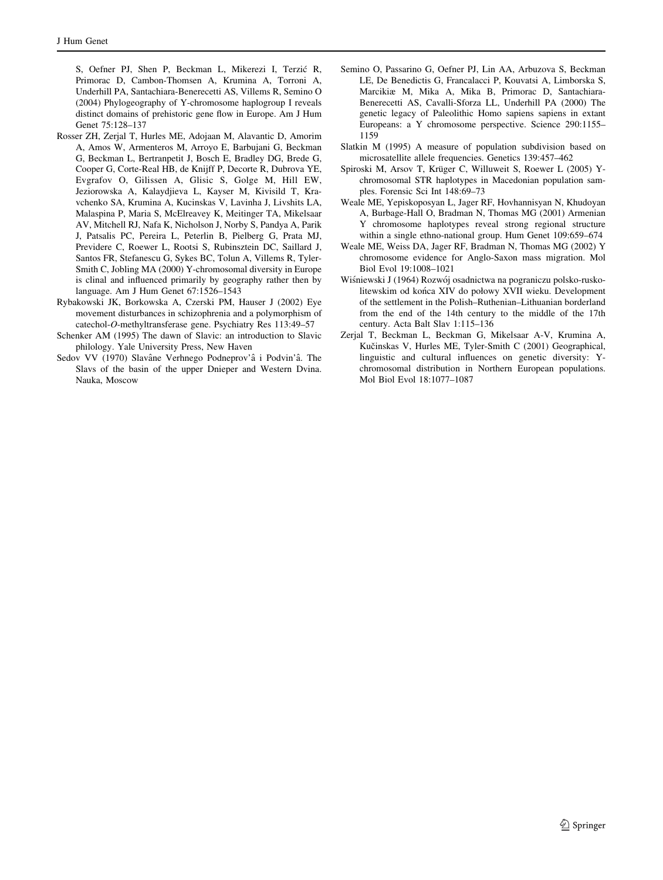S, Oefner PJ, Shen P, Beckman L, Mikerezi I, Terzić R, Primorac D, Cambon-Thomsen A, Krumina A, Torroni A, Underhill PA, Santachiara-Benerecetti AS, Villems R, Semino O (2004) Phylogeography of Y-chromosome haplogroup I reveals distinct domains of prehistoric gene flow in Europe. Am J Hum Genet 75:128–137

Rosser ZH, Zerjal T, Hurles ME, Adojaan M, Alavantic D, Amorim A, Amos W, Armenteros M, Arroyo E, Barbujani G, Beckman G, Beckman L, Bertranpetit J, Bosch E, Bradley DG, Brede G, Cooper G, Corte-Real HB, de Knijff P, Decorte R, Dubrova YE, Evgrafov O, Gilissen A, Glisic S, Golge M, Hill EW, Jeziorowska A, Kalaydjieva L, Kayser M, Kivisild T, Kravchenko SA, Krumina A, Kucinskas V, Lavinha J, Livshits LA, Malaspina P, Maria S, McElreavey K, Meitinger TA, Mikelsaar AV, Mitchell RJ, Nafa K, Nicholson J, Norby S, Pandya A, Parik J, Patsalis PC, Pereira L, Peterlin B, Pielberg G, Prata MJ, Previdere C, Roewer L, Rootsi S, Rubinsztein DC, Saillard J, Santos FR, Stefanescu G, Sykes BC, Tolun A, Villems R, Tyler-Smith C, Jobling MA (2000) Y-chromosomal diversity in Europe is clinal and influenced primarily by geography rather then by language. Am J Hum Genet 67:1526–1543

Rybakowski JK, Borkowska A, Czerski PM, Hauser J (2002) Eye movement disturbances in schizophrenia and a polymorphism of catechol-*O*-methyltransferase gene. Psychiatry Res 113:49–57

Schenker AM (1995) The dawn of Slavic: an introduction to Slavic philology. Yale University Press, New Haven

Sedov VV (1970) Slavâne Verhnego Podneprov'â i Podvin'â. The Slavs of the basin of the upper Dnieper and Western Dvina. Nauka, Moscow

Semino O, Passarino G, Oefner PJ, Lin AA, Arbuzova S, Beckman LE, De Benedictis G, Francalacci P, Kouvatsi A, Limborska S, Marcikiæ M, Mika A, Mika B, Primorac D, Santachiara-Benerecetti AS, Cavalli-Sforza LL, Underhill PA (2000) The genetic legacy of Paleolithic Homo sapiens sapiens in extant Europeans: a Y chromosome perspective. Science 290:1155–1159

Slatkin M (1995) A measure of population subdivision based on microsatellite allele frequencies. Genetics 139:457–462

Spiroski M, Arsov T, Krüger C, Willuweit S, Roewer L (2005) Y-chromosomal STR haplotypes in Macedonian population samples. Forensic Sci Int 148:69–73

Weale ME, Yepiskoposyan L, Jager RF, Hovhannisyan N, Khudoyan A, Burbage-Hall O, Bradman N, Thomas MG (2001) Armenian Y chromosome haplotypes reveal strong regional structure within a single ethno-national group. Hum Genet 109:659–674

Weale ME, Weiss DA, Jager RF, Bradman N, Thomas MG (2002) Y chromosome evidence for Anglo-Saxon mass migration. Mol Biol Evol 19:1008–1021

Wiśniewski J (1964) Rozwój osadnictwa na pograniczu polsko-rusko-litewskim od końca XIV do połowy XVII wieku. Development of the settlement in the Polish–Ruthenian–Lithuanian borderland from the end of the 14th century to the middle of the 17th century. Acta Balt Slav 1:115–136

Zerjal T, Beckman L, Beckman G, Mikelsaar A-V, Krumina A, Kučinskas V, Hurles ME, Tyler-Smith C (2001) Geographical, linguistic and cultural influences on genetic diversity: Y-chromosomal distribution in Northern European populations. Mol Biol Evol 18:1077–1087